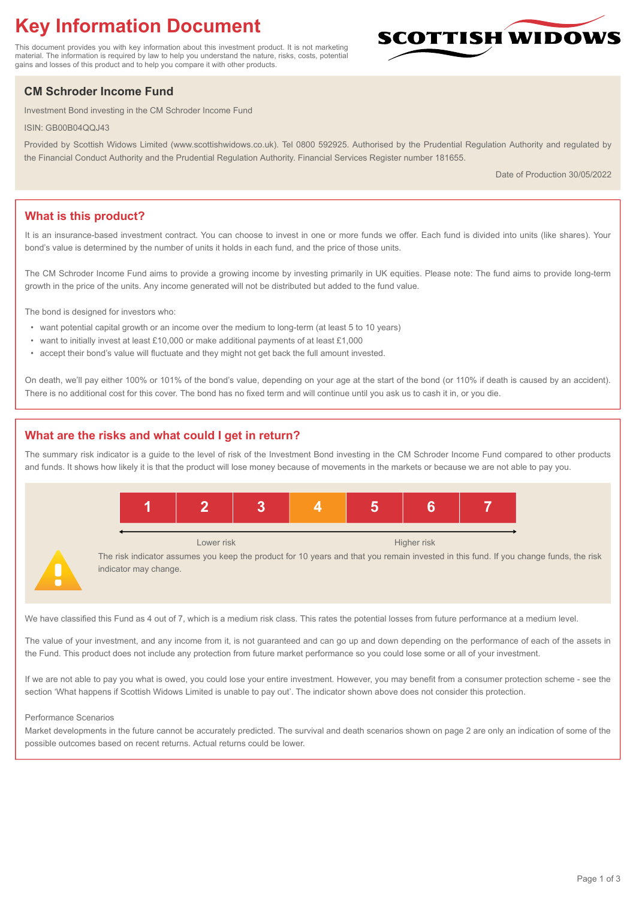# Key Information Document

This document provides you with key information about this investment product. It is not marketing material. The information is required by law to help you understand the nature, risks, costs, potential gains and losses of this product and to help you compare it with other products.

SCOTTISH WIDOWS

## CM Schroder Income Fund

Investment Bond investing in the CM Schroder Income Fund

ISIN: GB00B04QQJ43

Provided by Scottish Widows Limited (www.scottishwidows.co.uk). Tel 0800 592925. Authorised by the Prudential Regulation Authority and regulated by the Financial Conduct Authority and the Prudential Regulation Authority. Financial Services Register number 181655.

Date of Production 30/05/2022

## What is this product?

It is an insurance-based investment contract. You can choose to invest in one or more funds we offer. Each fund is divided into units (like shares). Your bond's value is determined by the number of units it holds in each fund, and the price of those units.

The CM Schroder Income Fund aims to provide a growing income by investing primarily in UK equities. Please note: The fund aims to provide long-term growth in the price of the units. Any income generated will not be distributed but added to the fund value.

The bond is designed for investors who:

- want potential capital growth or an income over the medium to long-term (at least 5 to 10 years)
- want to initially invest at least £10,000 or make additional payments of at least £1,000
- accept their bond's value will fluctuate and they might not get back the full amount invested.

On death, we'll pay either 100% or 101% of the bond's value, depending on your age at the start of the bond (or 110% if death is caused by an accident). There is no additional cost for this cover. The bond has no fixed term and will continue until you ask us to cash it in, or you die.

## What are the risks and what could I get in return?

The summary risk indicator is a guide to the level of risk of the Investment Bond investing in the CM Schroder Income Fund compared to other products and funds. It shows how likely it is that the product will lose money because of movements in the markets or because we are not able to pay you.

| 1 | 2 | 3 | **4** | 5 | 6 | 7 |
|---|---|---|---|---|---|---|

Lower risk — Higher risk

The risk indicator assumes you keep the product for 10 years and that you remain invested in this fund. If you change funds, the risk indicator may change.

We have classified this Fund as 4 out of 7, which is a medium risk class. This rates the potential losses from future performance at a medium level.

The value of your investment, and any income from it, is not guaranteed and can go up and down depending on the performance of each of the assets in the Fund. This product does not include any protection from future market performance so you could lose some or all of your investment.

If we are not able to pay you what is owed, you could lose your entire investment. However, you may benefit from a consumer protection scheme - see the section 'What happens if Scottish Widows Limited is unable to pay out'. The indicator shown above does not consider this protection.

Performance Scenarios

Market developments in the future cannot be accurately predicted. The survival and death scenarios shown on page 2 are only an indication of some of the possible outcomes based on recent returns. Actual returns could be lower.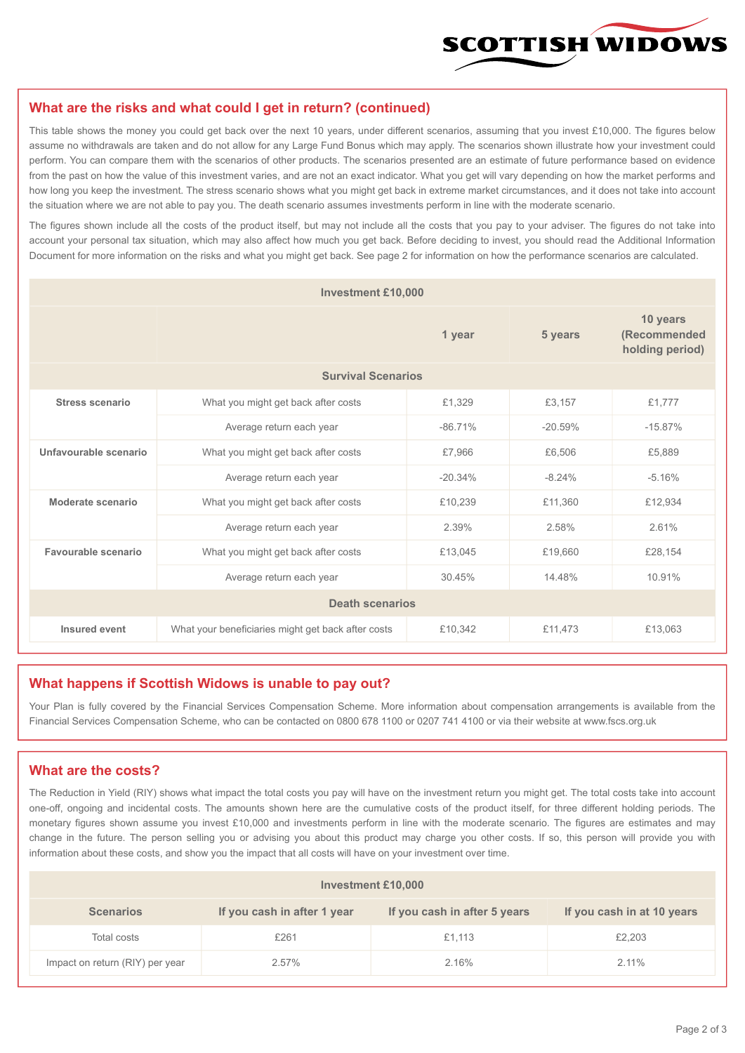## What are the risks and what could I get in return? (continued)

This table shows the money you could get back over the next 10 years, under different scenarios, assuming that you invest £10,000. The figures below assume no withdrawals are taken and do not allow for any Large Fund Bonus which may apply. The scenarios shown illustrate how your investment could perform. You can compare them with the scenarios of other products. The scenarios presented are an estimate of future performance based on evidence from the past on how the value of this investment varies, and are not an exact indicator. What you get will vary depending on how the market performs and how long you keep the investment. The stress scenario shows what you might get back in extreme market circumstances, and it does not take into account the situation where we are not able to pay you. The death scenario assumes investments perform in line with the moderate scenario.

The figures shown include all the costs of the product itself, but may not include all the costs that you pay to your adviser. The figures do not take into account your personal tax situation, which may also affect how much you get back. Before deciding to invest, you should read the Additional Information Document for more information on the risks and what you might get back. See page 2 for information on how the performance scenarios are calculated.

| Investment £10,000 | | | | |
|---|---|---|---|---|
| | | 1 year | 5 years | 10 years (Recommended holding period) |
| **Survival Scenarios** | | | | |
| **Stress scenario** | What you might get back after costs | £1,329 | £3,157 | £1,777 |
| | Average return each year | -86.71% | -20.59% | -15.87% |
| **Unfavourable scenario** | What you might get back after costs | £7,966 | £6,506 | £5,889 |
| | Average return each year | -20.34% | -8.24% | -5.16% |
| **Moderate scenario** | What you might get back after costs | £10,239 | £11,360 | £12,934 |
| | Average return each year | 2.39% | 2.58% | 2.61% |
| **Favourable scenario** | What you might get back after costs | £13,045 | £19,660 | £28,154 |
| | Average return each year | 30.45% | 14.48% | 10.91% |
| **Death scenarios** | | | | |
| **Insured event** | What your beneficiaries might get back after costs | £10,342 | £11,473 | £13,063 |

## What happens if Scottish Widows is unable to pay out?

Your Plan is fully covered by the Financial Services Compensation Scheme. More information about compensation arrangements is available from the Financial Services Compensation Scheme, who can be contacted on 0800 678 1100 or 0207 741 4100 or via their website at www.fscs.org.uk

## What are the costs?

The Reduction in Yield (RIY) shows what impact the total costs you pay will have on the investment return you might get. The total costs take into account one-off, ongoing and incidental costs. The amounts shown here are the cumulative costs of the product itself, for three different holding periods. The monetary figures shown assume you invest £10,000 and investments perform in line with the moderate scenario. The figures are estimates and may change in the future. The person selling you or advising you about this product may charge you other costs. If so, this person will provide you with information about these costs, and show you the impact that all costs will have on your investment over time.

| Investment £10,000 | | | |
|---|---|---|---|
| **Scenarios** | **If you cash in after 1 year** | **If you cash in after 5 years** | **If you cash in at 10 years** |
| Total costs | £261 | £1,113 | £2,203 |
| Impact on return (RIY) per year | 2.57% | 2.16% | 2.11% |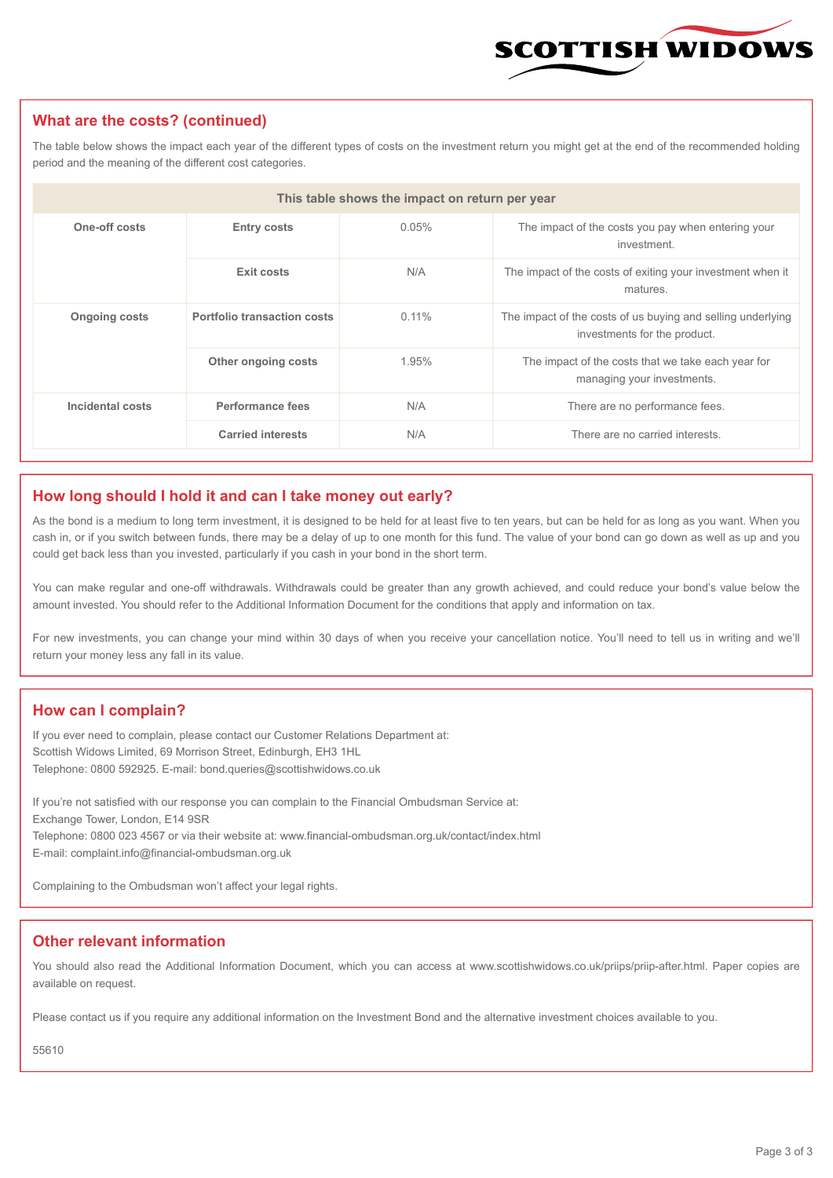## What are the costs? (continued)

The table below shows the impact each year of the different types of costs on the investment return you might get at the end of the recommended holding period and the meaning of the different cost categories.

| This table shows the impact on return per year | | | |
|---|---|---|---|
| **One-off costs** | **Entry costs** | 0.05% | The impact of the costs you pay when entering your investment. |
| | **Exit costs** | N/A | The impact of the costs of exiting your investment when it matures. |
| **Ongoing costs** | **Portfolio transaction costs** | 0.11% | The impact of the costs of us buying and selling underlying investments for the product. |
| | **Other ongoing costs** | 1.95% | The impact of the costs that we take each year for managing your investments. |
| **Incidental costs** | **Performance fees** | N/A | There are no performance fees. |
| | **Carried interests** | N/A | There are no carried interests. |

## How long should I hold it and can I take money out early?

As the bond is a medium to long term investment, it is designed to be held for at least five to ten years, but can be held for as long as you want. When you cash in, or if you switch between funds, there may be a delay of up to one month for this fund. The value of your bond can go down as well as up and you could get back less than you invested, particularly if you cash in your bond in the short term.

You can make regular and one-off withdrawals. Withdrawals could be greater than any growth achieved, and could reduce your bond's value below the amount invested. You should refer to the Additional Information Document for the conditions that apply and information on tax.

For new investments, you can change your mind within 30 days of when you receive your cancellation notice. You'll need to tell us in writing and we'll return your money less any fall in its value.

## How can I complain?

If you ever need to complain, please contact our Customer Relations Department at:
Scottish Widows Limited, 69 Morrison Street, Edinburgh, EH3 1HL
Telephone: 0800 592925. E-mail: bond.queries@scottishwidows.co.uk

If you're not satisfied with our response you can complain to the Financial Ombudsman Service at:
Exchange Tower, London, E14 9SR
Telephone: 0800 023 4567 or via their website at: www.financial-ombudsman.org.uk/contact/index.html
E-mail: complaint.info@financial-ombudsman.org.uk

Complaining to the Ombudsman won't affect your legal rights.

## Other relevant information

You should also read the Additional Information Document, which you can access at www.scottishwidows.co.uk/priips/priip-after.html. Paper copies are available on request.

Please contact us if you require any additional information on the Investment Bond and the alternative investment choices available to you.

55610